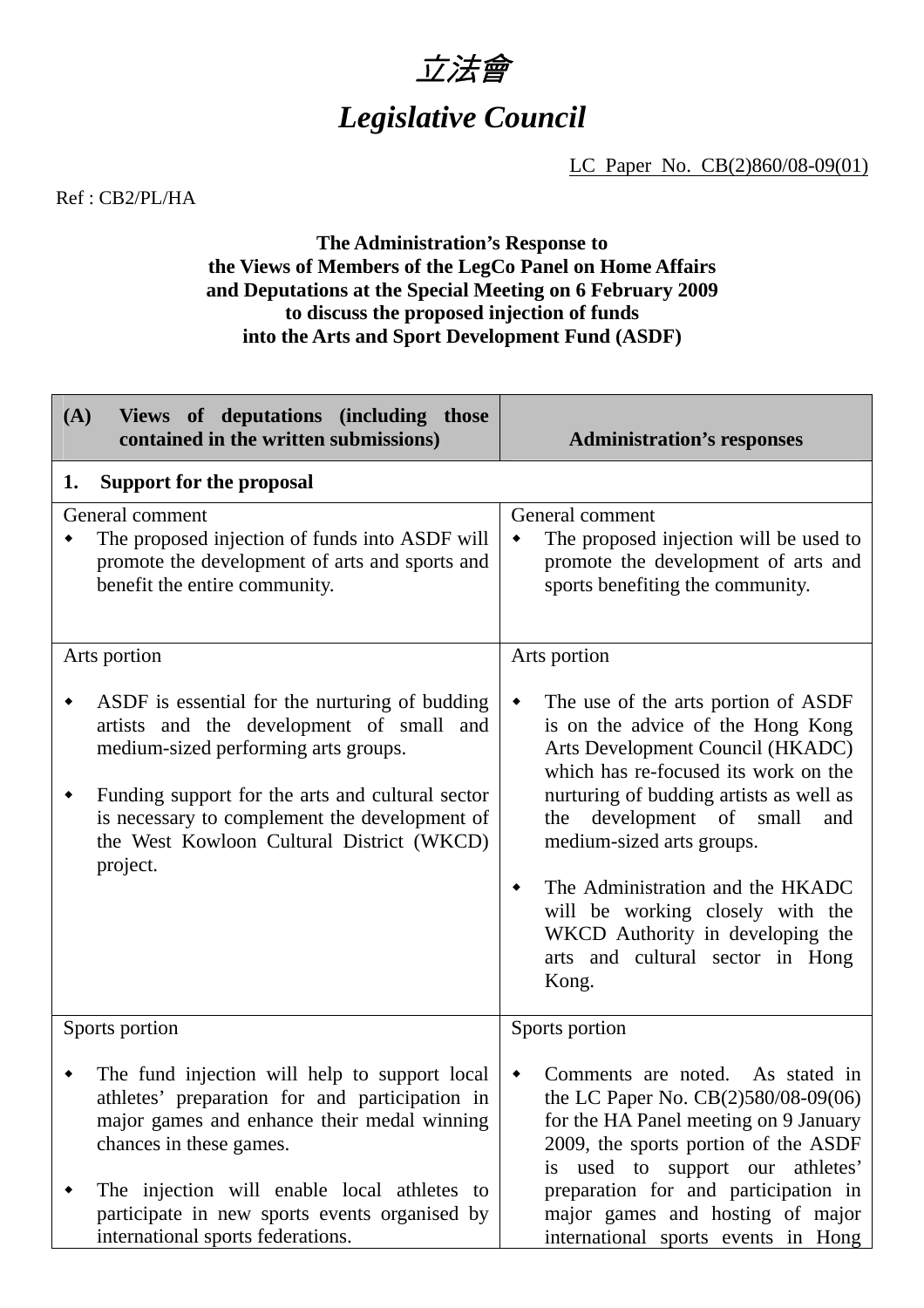# 立法會

# *Legislative Council*

LC Paper No. CB(2)860/08-09(01)

Ref : CB2/PL/HA

**The Administration's Response to the Views of Members of the LegCo Panel on Home Affairs and Deputations at the Special Meeting on 6 February 2009 to discuss the proposed injection of funds into the Arts and Sport Development Fund (ASDF)**

| **(A) Views of deputations (including those contained in the written submissions)** | **Administration's responses** |
|---|---|
| **1. Support for the proposal** | |
| General comment<br>◆ The proposed injection of funds into ASDF will promote the development of arts and sports and benefit the entire community. | General comment<br>◆ The proposed injection will be used to promote the development of arts and sports benefiting the community. |
| Arts portion<br>◆ ASDF is essential for the nurturing of budding artists and the development of small and medium-sized performing arts groups.<br>◆ Funding support for the arts and cultural sector is necessary to complement the development of the West Kowloon Cultural District (WKCD) project. | Arts portion<br>◆ The use of the arts portion of ASDF is on the advice of the Hong Kong Arts Development Council (HKADC) which has re-focused its work on the nurturing of budding artists as well as the development of small and medium-sized arts groups.<br>◆ The Administration and the HKADC will be working closely with the WKCD Authority in developing the arts and cultural sector in Hong Kong. |
| Sports portion<br>◆ The fund injection will help to support local athletes' preparation for and participation in major games and enhance their medal winning chances in these games.<br>◆ The injection will enable local athletes to participate in new sports events organised by international sports federations. | Sports portion<br>◆ Comments are noted. As stated in the LC Paper No. CB(2)580/08-09(06) for the HA Panel meeting on 9 January 2009, the sports portion of the ASDF is used to support our athletes' preparation for and participation in major games and hosting of major international sports events in Hong |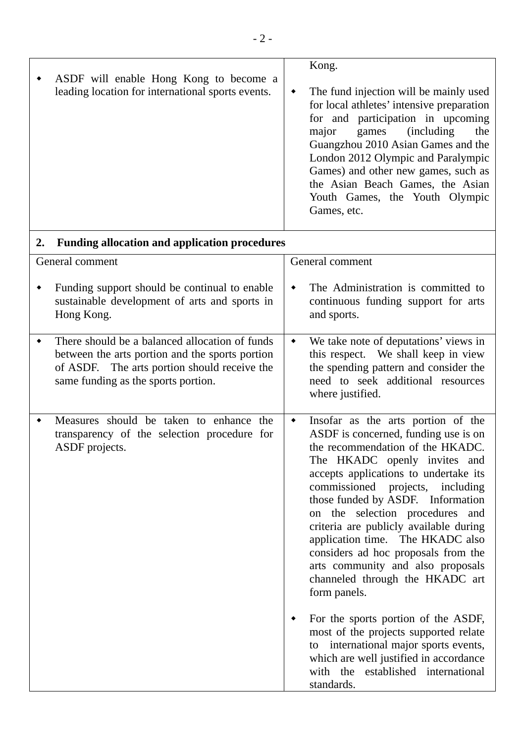| | |
|---|---|
| ◆ ASDF will enable Hong Kong to become a leading location for international sports events. | Kong.<br><br>◆ The fund injection will be mainly used for local athletes' intensive preparation for and participation in upcoming major games (including the Guangzhou 2010 Asian Games and the London 2012 Olympic and Paralympic Games) and other new games, such as the Asian Beach Games, the Asian Youth Games, the Youth Olympic Games, etc. |
| **2. Funding allocation and application procedures** | |
| General comment<br><br>◆ Funding support should be continual to enable sustainable development of arts and sports in Hong Kong. | General comment<br><br>◆ The Administration is committed to continuous funding support for arts and sports. |
| ◆ There should be a balanced allocation of funds between the arts portion and the sports portion of ASDF. The arts portion should receive the same funding as the sports portion. | ◆ We take note of deputations' views in this respect. We shall keep in view the spending pattern and consider the need to seek additional resources where justified. |
| ◆ Measures should be taken to enhance the transparency of the selection procedure for ASDF projects. | ◆ Insofar as the arts portion of the ASDF is concerned, funding use is on the recommendation of the HKADC. The HKADC openly invites and accepts applications to undertake its commissioned projects, including those funded by ASDF. Information on the selection procedures and criteria are publicly available during application time. The HKADC also considers ad hoc proposals from the arts community and also proposals channeled through the HKADC art form panels.<br><br>◆ For the sports portion of the ASDF, most of the projects supported relate to international major sports events, which are well justified in accordance with the established international standards. |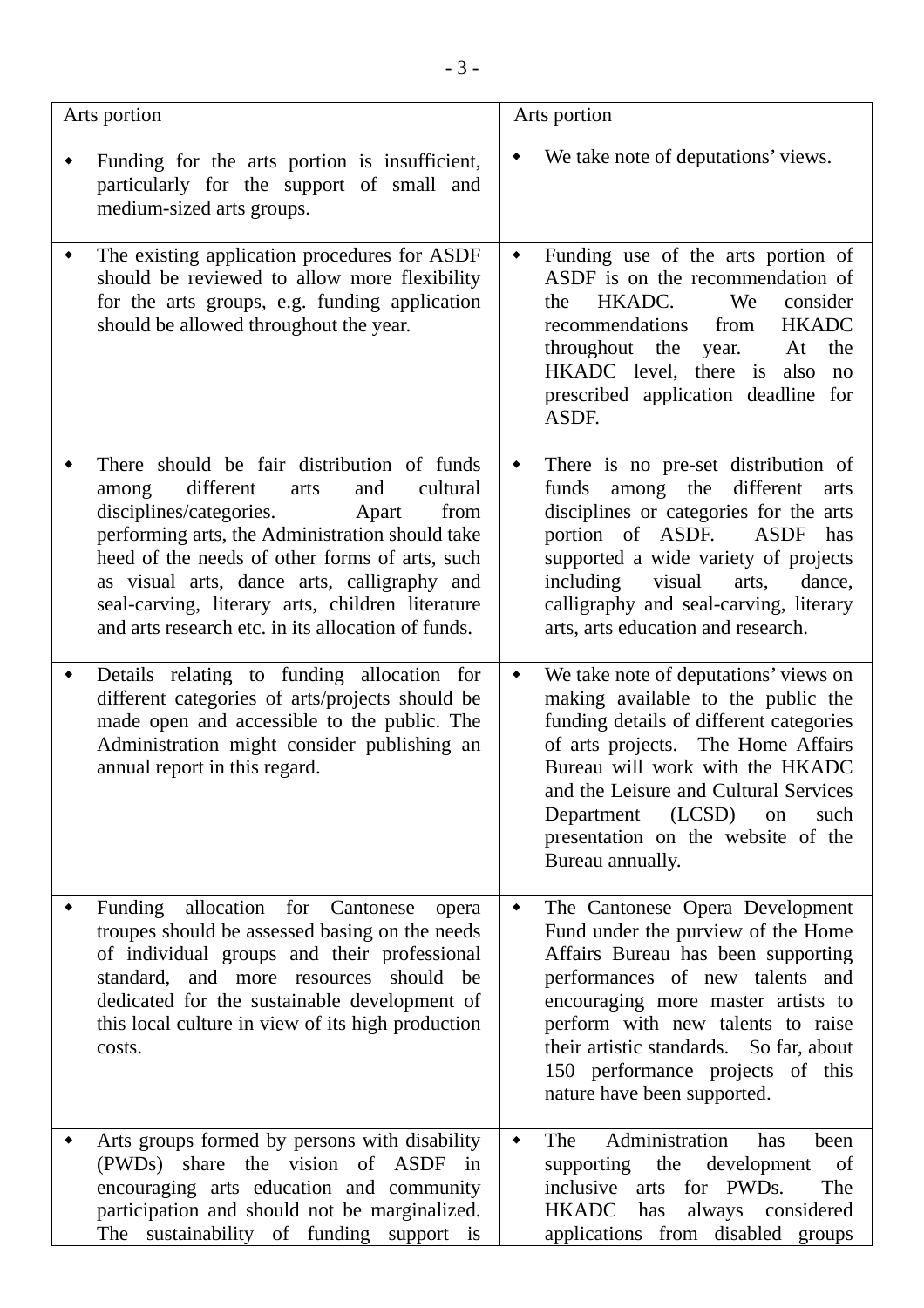| Arts portion | Arts portion |
|---|---|
| ◆ Funding for the arts portion is insufficient, particularly for the support of small and medium-sized arts groups. | ◆ We take note of deputations' views. |
| ◆ The existing application procedures for ASDF should be reviewed to allow more flexibility for the arts groups, e.g. funding application should be allowed throughout the year. | ◆ Funding use of the arts portion of ASDF is on the recommendation of the HKADC. We consider recommendations from HKADC throughout the year. At the HKADC level, there is also no prescribed application deadline for ASDF. |
| ◆ There should be fair distribution of funds among different arts and cultural disciplines/categories. Apart from performing arts, the Administration should take heed of the needs of other forms of arts, such as visual arts, dance arts, calligraphy and seal-carving, literary arts, children literature and arts research etc. in its allocation of funds. | ◆ There is no pre-set distribution of funds among the different arts disciplines or categories for the arts portion of ASDF. ASDF has supported a wide variety of projects including visual arts, dance, calligraphy and seal-carving, literary arts, arts education and research. |
| ◆ Details relating to funding allocation for different categories of arts/projects should be made open and accessible to the public. The Administration might consider publishing an annual report in this regard. | ◆ We take note of deputations' views on making available to the public the funding details of different categories of arts projects. The Home Affairs Bureau will work with the HKADC and the Leisure and Cultural Services Department (LCSD) on such presentation on the website of the Bureau annually. |
| ◆ Funding allocation for Cantonese opera troupes should be assessed basing on the needs of individual groups and their professional standard, and more resources should be dedicated for the sustainable development of this local culture in view of its high production costs. | ◆ The Cantonese Opera Development Fund under the purview of the Home Affairs Bureau has been supporting performances of new talents and encouraging more master artists to perform with new talents to raise their artistic standards. So far, about 150 performance projects of this nature have been supported. |
| ◆ Arts groups formed by persons with disability (PWDs) share the vision of ASDF in encouraging arts education and community participation and should not be marginalized. The sustainability of funding support is | ◆ The Administration has been supporting the development of inclusive arts for PWDs. The HKADC has always considered applications from disabled groups |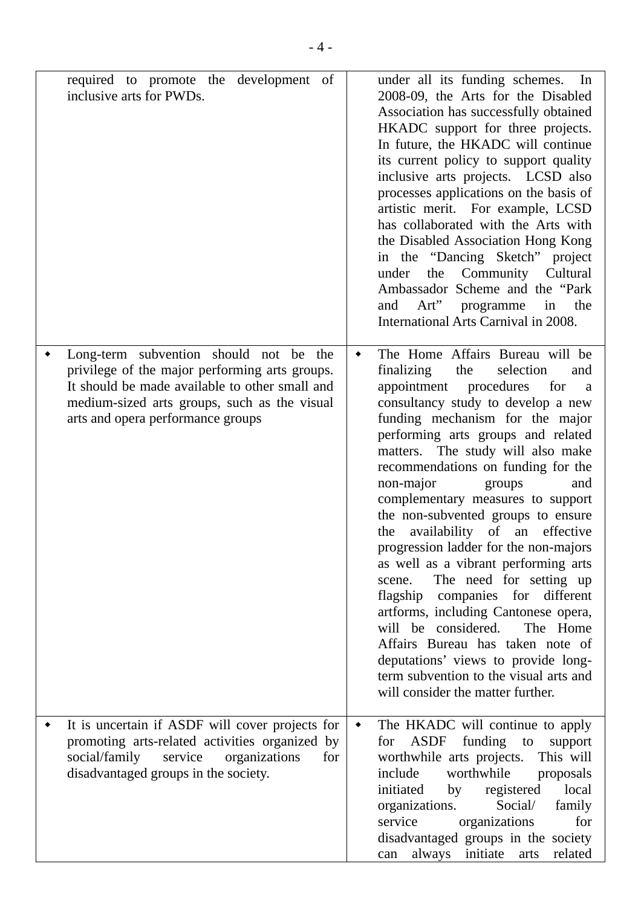| | |
|---|---|
| required to promote the development of inclusive arts for PWDs. | under all its funding schemes. In 2008-09, the Arts for the Disabled Association has successfully obtained HKADC support for three projects. In future, the HKADC will continue its current policy to support quality inclusive arts projects. LCSD also processes applications on the basis of artistic merit. For example, LCSD has collaborated with the Arts with the Disabled Association Hong Kong in the "Dancing Sketch" project under the Community Cultural Ambassador Scheme and the "Park and Art" programme in the International Arts Carnival in 2008. |
| ◆ Long-term subvention should not be the privilege of the major performing arts groups. It should be made available to other small and medium-sized arts groups, such as the visual arts and opera performance groups | ◆ The Home Affairs Bureau will be finalizing the selection and appointment procedures for a consultancy study to develop a new funding mechanism for the major performing arts groups and related matters. The study will also make recommendations on funding for the non-major groups and complementary measures to support the non-subvented groups to ensure the availability of an effective progression ladder for the non-majors as well as a vibrant performing arts scene. The need for setting up flagship companies for different artforms, including Cantonese opera, will be considered. The Home Affairs Bureau has taken note of deputations' views to provide long-term subvention to the visual arts and will consider the matter further. |
| ◆ It is uncertain if ASDF will cover projects for promoting arts-related activities organized by social/family service organizations for disadvantaged groups in the society. | ◆ The HKADC will continue to apply for ASDF funding to support worthwhile arts projects. This will include worthwhile proposals initiated by registered local organizations. Social/ family service organizations for disadvantaged groups in the society can always initiate arts related |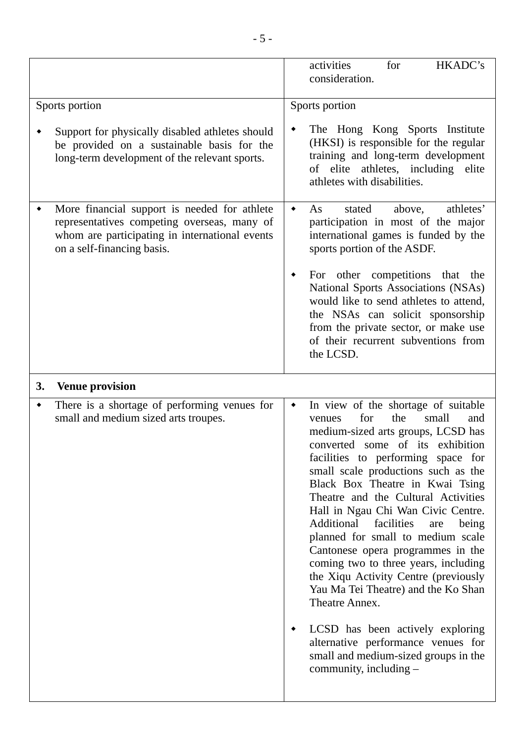| | |
|---|---|
| | activities for HKADC's consideration. |
| Sports portion<br><br>◆ Support for physically disabled athletes should be provided on a sustainable basis for the long-term development of the relevant sports. | Sports portion<br><br>◆ The Hong Kong Sports Institute (HKSI) is responsible for the regular training and long-term development of elite athletes, including elite athletes with disabilities. |
| ◆ More financial support is needed for athlete representatives competing overseas, many of whom are participating in international events on a self-financing basis. | ◆ As stated above, athletes' participation in most of the major international games is funded by the sports portion of the ASDF.<br><br>◆ For other competitions that the National Sports Associations (NSAs) would like to send athletes to attend, the NSAs can solicit sponsorship from the private sector, or make use of their recurrent subventions from the LCSD. |
| **3. Venue provision** | |
| ◆ There is a shortage of performing venues for small and medium sized arts troupes. | ◆ In view of the shortage of suitable venues for the small and medium-sized arts groups, LCSD has converted some of its exhibition facilities to performing space for small scale productions such as the Black Box Theatre in Kwai Tsing Theatre and the Cultural Activities Hall in Ngau Chi Wan Civic Centre. Additional facilities are being planned for small to medium scale Cantonese opera programmes in the coming two to three years, including the Xiqu Activity Centre (previously Yau Ma Tei Theatre) and the Ko Shan Theatre Annex.<br><br>◆ LCSD has been actively exploring alternative performance venues for small and medium-sized groups in the community, including – |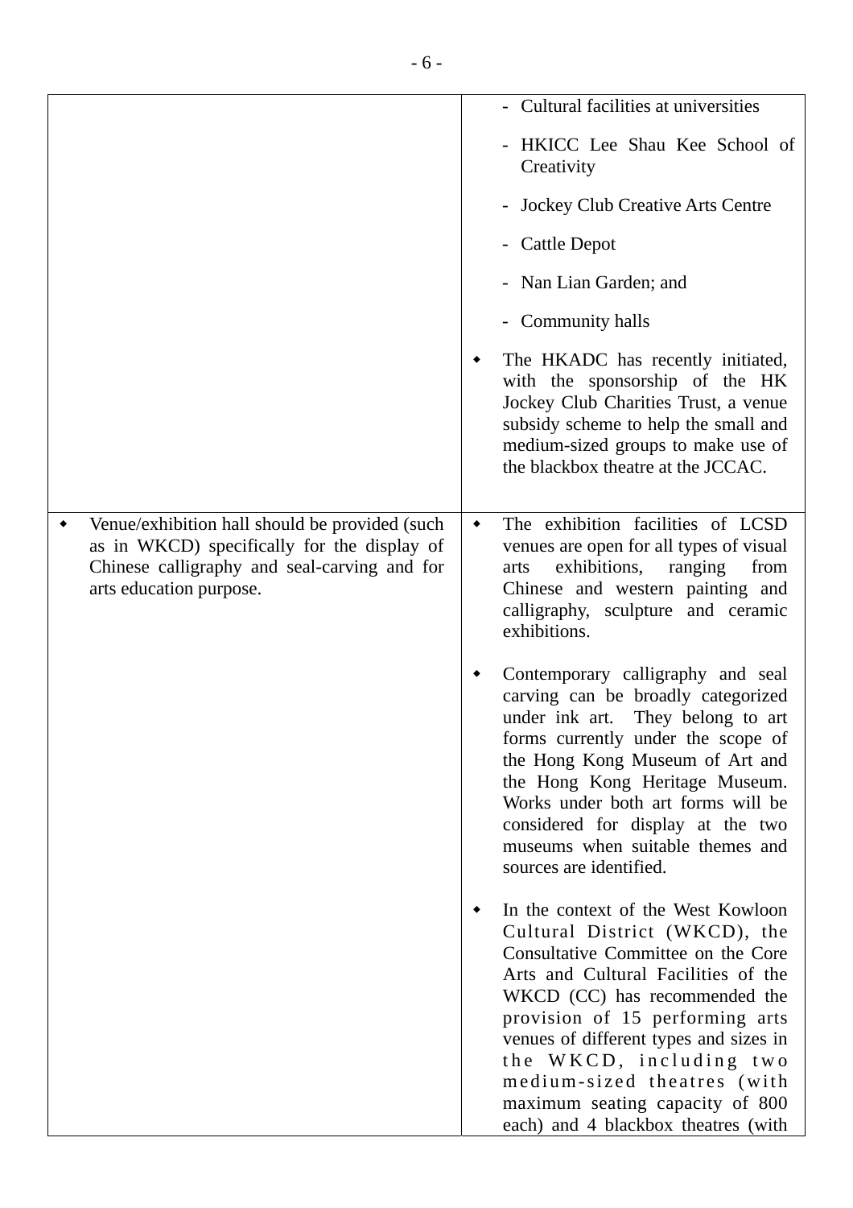| | |
|---|---|
| | - Cultural facilities at universities<br><br>- HKICC Lee Shau Kee School of Creativity<br><br>- Jockey Club Creative Arts Centre<br><br>- Cattle Depot<br><br>- Nan Lian Garden; and<br><br>- Community halls<br><br>◆ The HKADC has recently initiated, with the sponsorship of the HK Jockey Club Charities Trust, a venue subsidy scheme to help the small and medium-sized groups to make use of the blackbox theatre at the JCCAC. |
| ◆ Venue/exhibition hall should be provided (such as in WKCD) specifically for the display of Chinese calligraphy and seal-carving and for arts education purpose. | ◆ The exhibition facilities of LCSD venues are open for all types of visual arts exhibitions, ranging from Chinese and western painting and calligraphy, sculpture and ceramic exhibitions.<br><br>◆ Contemporary calligraphy and seal carving can be broadly categorized under ink art. They belong to art forms currently under the scope of the Hong Kong Museum of Art and the Hong Kong Heritage Museum. Works under both art forms will be considered for display at the two museums when suitable themes and sources are identified.<br><br>◆ In the context of the West Kowloon Cultural District (WKCD), the Consultative Committee on the Core Arts and Cultural Facilities of the WKCD (CC) has recommended the provision of 15 performing arts venues of different types and sizes in the WKCD, including two medium-sized theatres (with maximum seating capacity of 800 each) and 4 blackbox theatres (with |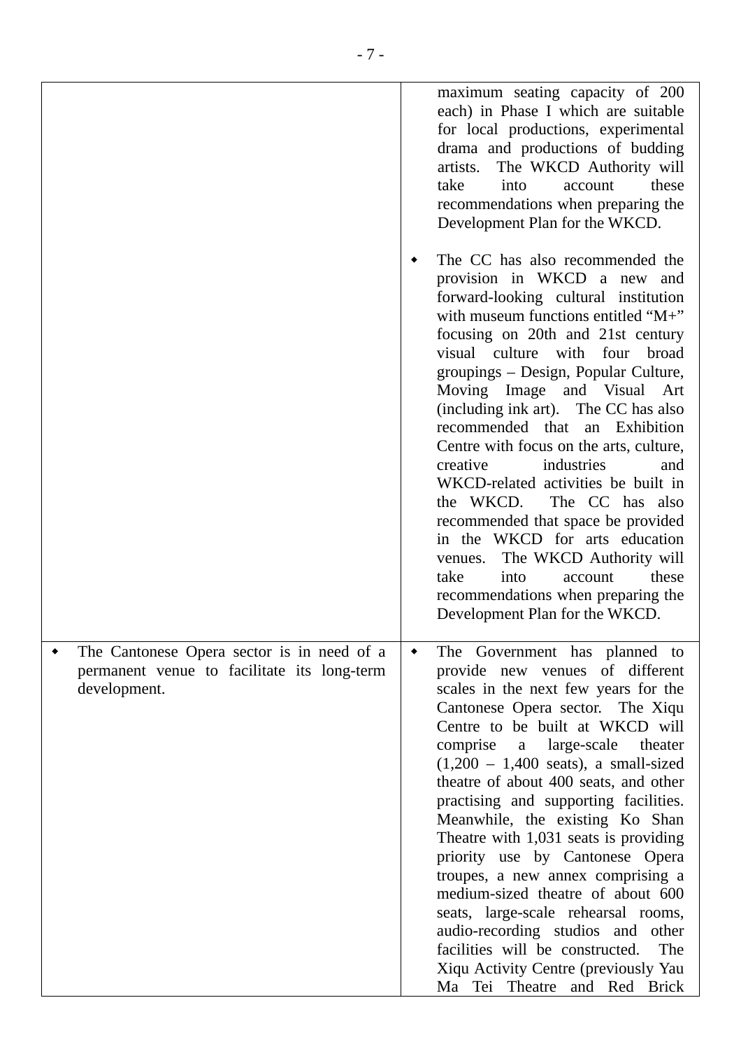| | |
|---|---|
| | maximum seating capacity of 200 each) in Phase I which are suitable for local productions, experimental drama and productions of budding artists. The WKCD Authority will take into account these recommendations when preparing the Development Plan for the WKCD.<br><br>◆ The CC has also recommended the provision in WKCD a new and forward-looking cultural institution with museum functions entitled "M+" focusing on 20th and 21st century visual culture with four broad groupings – Design, Popular Culture, Moving Image and Visual Art (including ink art). The CC has also recommended that an Exhibition Centre with focus on the arts, culture, creative industries and WKCD-related activities be built in the WKCD. The CC has also recommended that space be provided in the WKCD for arts education venues. The WKCD Authority will take into account these recommendations when preparing the Development Plan for the WKCD. |
| ◆ The Cantonese Opera sector is in need of a permanent venue to facilitate its long-term development. | ◆ The Government has planned to provide new venues of different scales in the next few years for the Cantonese Opera sector. The Xiqu Centre to be built at WKCD will comprise a large-scale theater (1,200 – 1,400 seats), a small-sized theatre of about 400 seats, and other practising and supporting facilities. Meanwhile, the existing Ko Shan Theatre with 1,031 seats is providing priority use by Cantonese Opera troupes, a new annex comprising a medium-sized theatre of about 600 seats, large-scale rehearsal rooms, audio-recording studios and other facilities will be constructed. The Xiqu Activity Centre (previously Yau Ma Tei Theatre and Red Brick |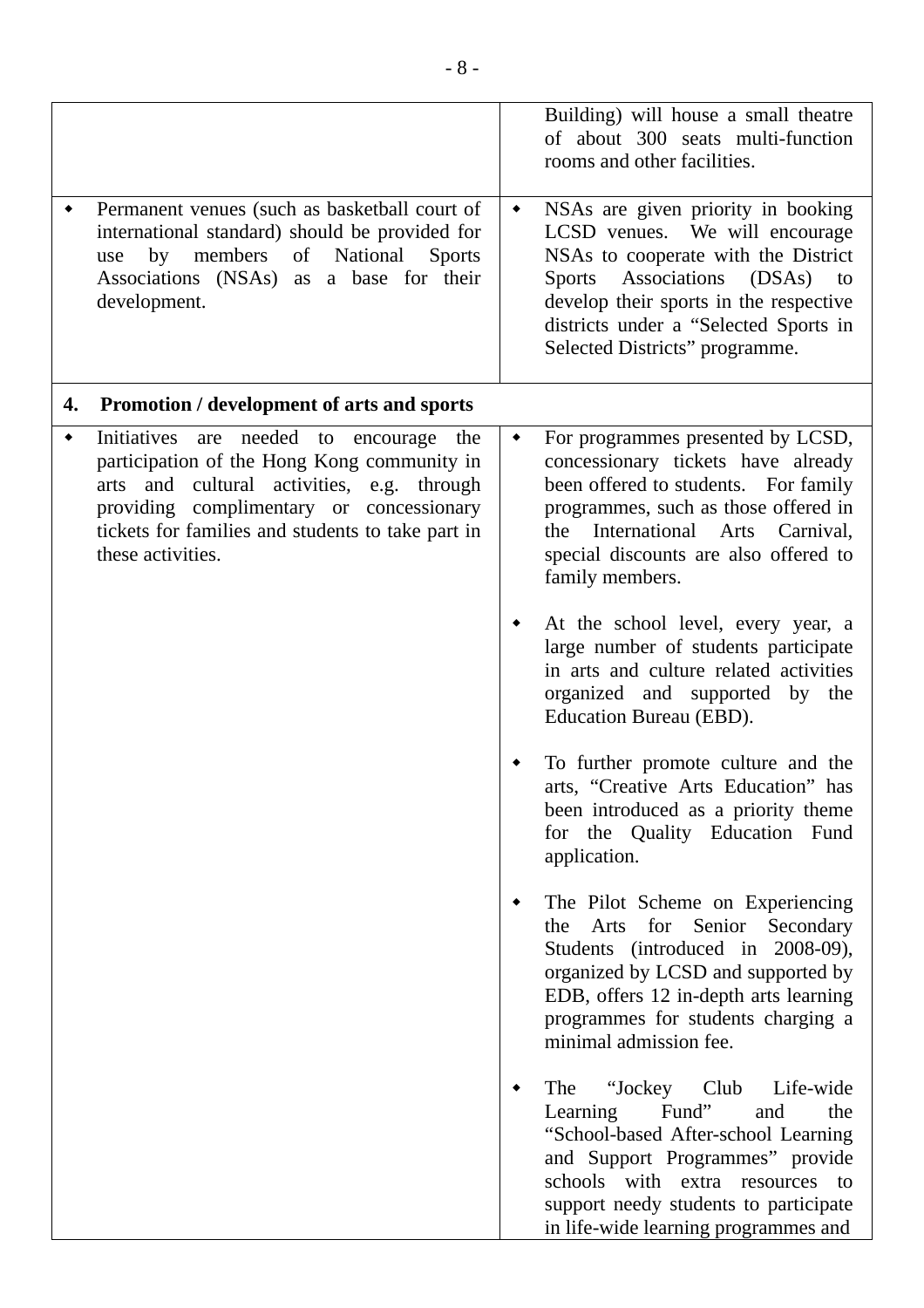| | |
|---|---|
| | Building) will house a small theatre of about 300 seats multi-function rooms and other facilities. |
| • Permanent venues (such as basketball court of international standard) should be provided for use by members of National Sports Associations (NSAs) as a base for their development. | • NSAs are given priority in booking LCSD venues. We will encourage NSAs to cooperate with the District Sports Associations (DSAs) to develop their sports in the respective districts under a "Selected Sports in Selected Districts" programme. |
| **4. Promotion / development of arts and sports** | |
| • Initiatives are needed to encourage the participation of the Hong Kong community in arts and cultural activities, e.g. through providing complimentary or concessionary tickets for families and students to take part in these activities. | • For programmes presented by LCSD, concessionary tickets have already been offered to students. For family programmes, such as those offered in the International Arts Carnival, special discounts are also offered to family members.<br><br>• At the school level, every year, a large number of students participate in arts and culture related activities organized and supported by the Education Bureau (EBD).<br><br>• To further promote culture and the arts, "Creative Arts Education" has been introduced as a priority theme for the Quality Education Fund application.<br><br>• The Pilot Scheme on Experiencing the Arts for Senior Secondary Students (introduced in 2008-09), organized by LCSD and supported by EDB, offers 12 in-depth arts learning programmes for students charging a minimal admission fee.<br><br>• The "Jockey Club Life-wide Learning Fund" and the "School-based After-school Learning and Support Programmes" provide schools with extra resources to support needy students to participate in life-wide learning programmes and |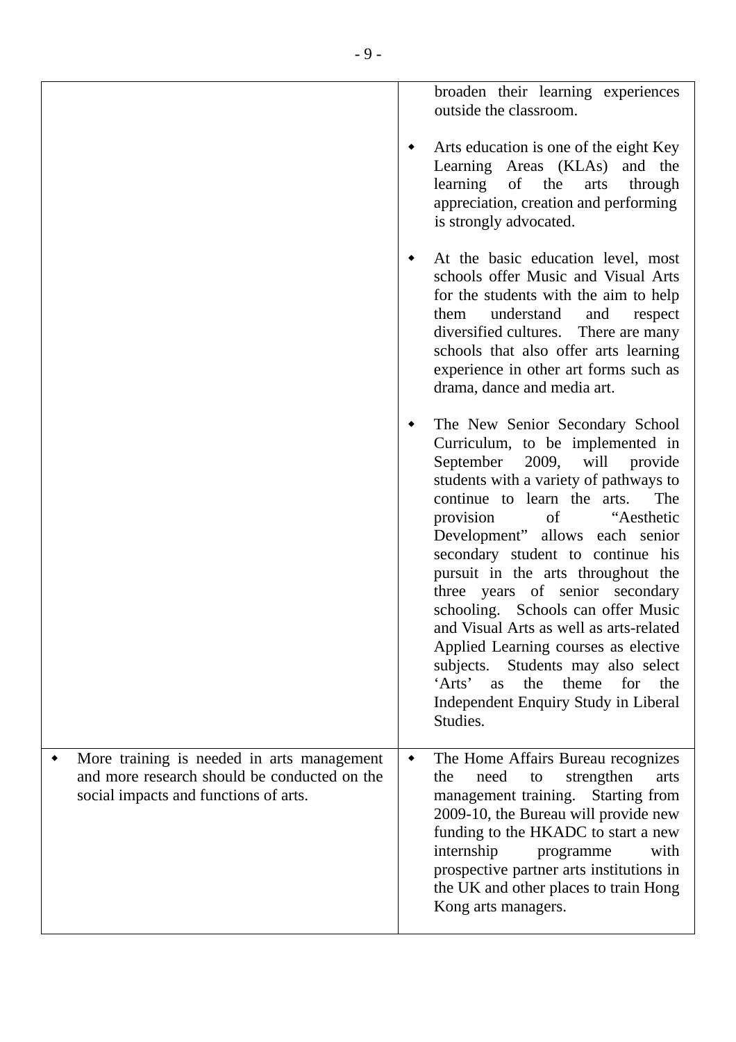| | |
|---|---|
| | broaden their learning experiences outside the classroom.<br><br>◆ Arts education is one of the eight Key Learning Areas (KLAs) and the learning of the arts through appreciation, creation and performing is strongly advocated.<br><br>◆ At the basic education level, most schools offer Music and Visual Arts for the students with the aim to help them understand and respect diversified cultures. There are many schools that also offer arts learning experience in other art forms such as drama, dance and media art.<br><br>◆ The New Senior Secondary School Curriculum, to be implemented in September 2009, will provide students with a variety of pathways to continue to learn the arts. The provision of "Aesthetic Development" allows each senior secondary student to continue his pursuit in the arts throughout the three years of senior secondary schooling. Schools can offer Music and Visual Arts as well as arts-related Applied Learning courses as elective subjects. Students may also select 'Arts' as the theme for the Independent Enquiry Study in Liberal Studies. |
| ◆ More training is needed in arts management and more research should be conducted on the social impacts and functions of arts. | ◆ The Home Affairs Bureau recognizes the need to strengthen arts management training. Starting from 2009-10, the Bureau will provide new funding to the HKADC to start a new internship programme with prospective partner arts institutions in the UK and other places to train Hong Kong arts managers. |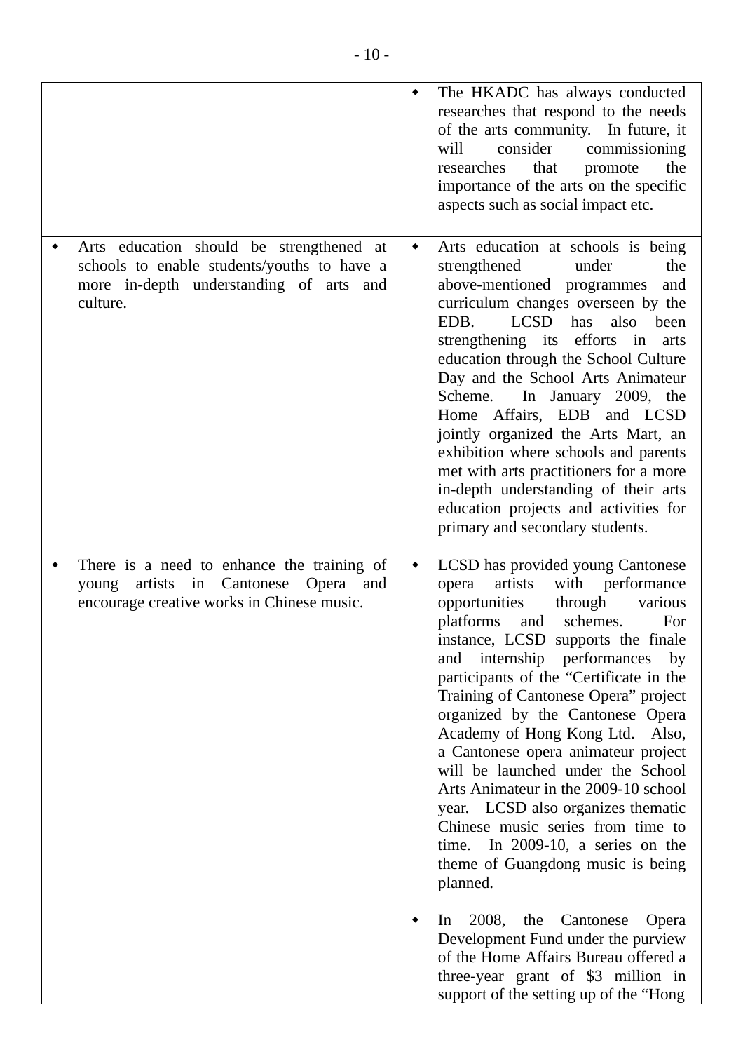| | |
|---|---|
| | ◆ The HKADC has always conducted researches that respond to the needs of the arts community. In future, it will consider commissioning researches that promote the importance of the arts on the specific aspects such as social impact etc. |
| ◆ Arts education should be strengthened at schools to enable students/youths to have a more in-depth understanding of arts and culture. | ◆ Arts education at schools is being strengthened under the above-mentioned programmes and curriculum changes overseen by the EDB. LCSD has also been strengthening its efforts in arts education through the School Culture Day and the School Arts Animateur Scheme. In January 2009, the Home Affairs, EDB and LCSD jointly organized the Arts Mart, an exhibition where schools and parents met with arts practitioners for a more in-depth understanding of their arts education projects and activities for primary and secondary students. |
| ◆ There is a need to enhance the training of young artists in Cantonese Opera and encourage creative works in Chinese music. | ◆ LCSD has provided young Cantonese opera artists with performance opportunities through various platforms and schemes. For instance, LCSD supports the finale and internship performances by participants of the "Certificate in the Training of Cantonese Opera" project organized by the Cantonese Opera Academy of Hong Kong Ltd. Also, a Cantonese opera animateur project will be launched under the School Arts Animateur in the 2009-10 school year. LCSD also organizes thematic Chinese music series from time to time. In 2009-10, a series on the theme of Guangdong music is being planned.<br><br>◆ In 2008, the Cantonese Opera Development Fund under the purview of the Home Affairs Bureau offered a three-year grant of $3 million in support of the setting up of the "Hong |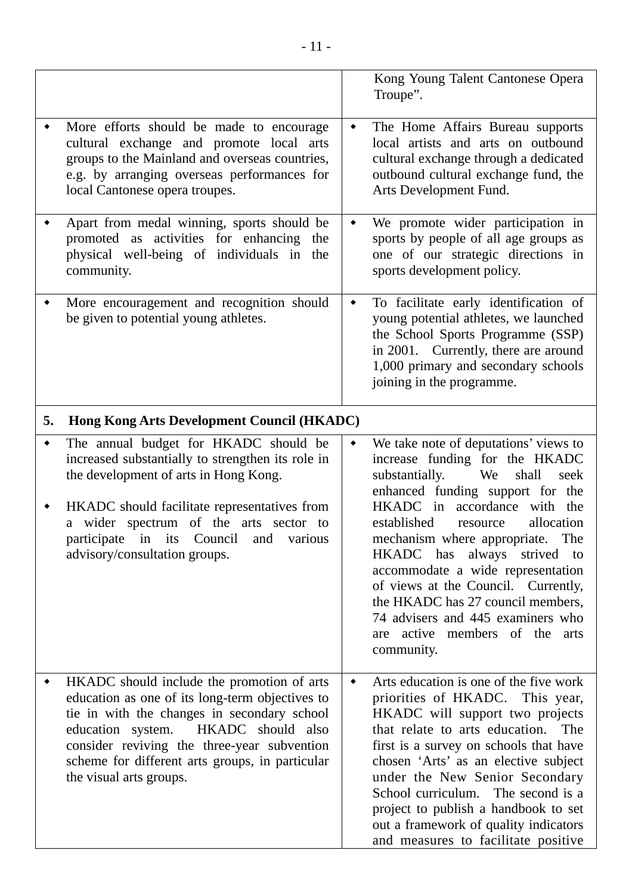| | |
|---|---|
| | Kong Young Talent Cantonese Opera Troupe". |
| ◆ More efforts should be made to encourage cultural exchange and promote local arts groups to the Mainland and overseas countries, e.g. by arranging overseas performances for local Cantonese opera troupes. | ◆ The Home Affairs Bureau supports local artists and arts on outbound cultural exchange through a dedicated outbound cultural exchange fund, the Arts Development Fund. |
| ◆ Apart from medal winning, sports should be promoted as activities for enhancing the physical well-being of individuals in the community. | ◆ We promote wider participation in sports by people of all age groups as one of our strategic directions in sports development policy. |
| ◆ More encouragement and recognition should be given to potential young athletes. | ◆ To facilitate early identification of young potential athletes, we launched the School Sports Programme (SSP) in 2001. Currently, there are around 1,000 primary and secondary schools joining in the programme. |
| **5. Hong Kong Arts Development Council (HKADC)** | |
| ◆ The annual budget for HKADC should be increased substantially to strengthen its role in the development of arts in Hong Kong.<br><br>◆ HKADC should facilitate representatives from a wider spectrum of the arts sector to participate in its Council and various advisory/consultation groups. | ◆ We take note of deputations' views to increase funding for the HKADC substantially. We shall seek enhanced funding support for the HKADC in accordance with the established resource allocation mechanism where appropriate. The HKADC has always strived to accommodate a wide representation of views at the Council. Currently, the HKADC has 27 council members, 74 advisers and 445 examiners who are active members of the arts community. |
| ◆ HKADC should include the promotion of arts education as one of its long-term objectives to tie in with the changes in secondary school education system. HKADC should also consider reviving the three-year subvention scheme for different arts groups, in particular the visual arts groups. | ◆ Arts education is one of the five work priorities of HKADC. This year, HKADC will support two projects that relate to arts education. The first is a survey on schools that have chosen 'Arts' as an elective subject under the New Senior Secondary School curriculum. The second is a project to publish a handbook to set out a framework of quality indicators and measures to facilitate positive |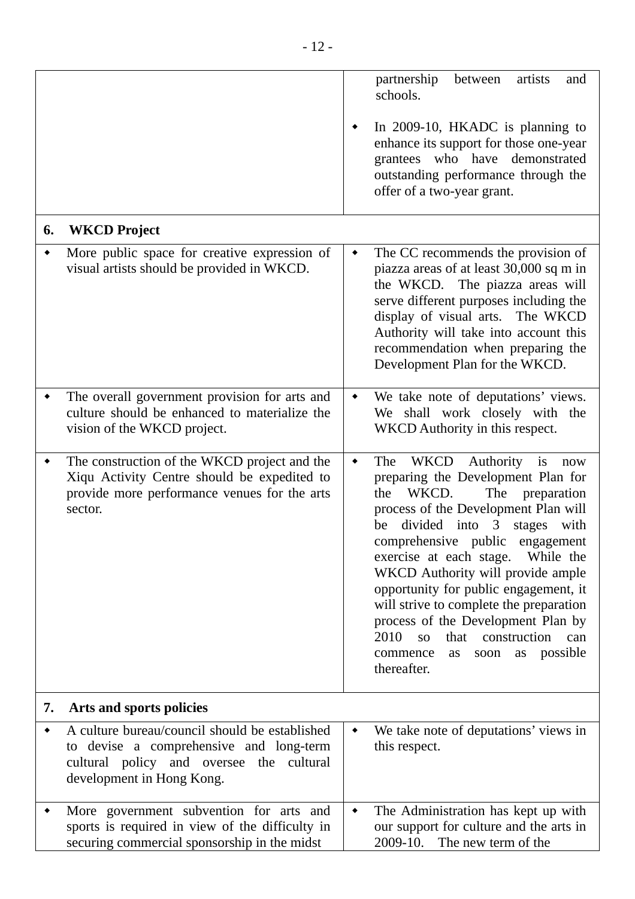| | |
|---|---|
| | partnership between artists and schools.<br><br>◆ In 2009-10, HKADC is planning to enhance its support for those one-year grantees who have demonstrated outstanding performance through the offer of a two-year grant. |
| **6. WKCD Project** | |
| ◆ More public space for creative expression of visual artists should be provided in WKCD. | ◆ The CC recommends the provision of piazza areas of at least 30,000 sq m in the WKCD. The piazza areas will serve different purposes including the display of visual arts. The WKCD Authority will take into account this recommendation when preparing the Development Plan for the WKCD. |
| ◆ The overall government provision for arts and culture should be enhanced to materialize the vision of the WKCD project. | ◆ We take note of deputations' views. We shall work closely with the WKCD Authority in this respect. |
| ◆ The construction of the WKCD project and the Xiqu Activity Centre should be expedited to provide more performance venues for the arts sector. | ◆ The WKCD Authority is now preparing the Development Plan for the WKCD. The preparation process of the Development Plan will be divided into 3 stages with comprehensive public engagement exercise at each stage. While the WKCD Authority will provide ample opportunity for public engagement, it will strive to complete the preparation process of the Development Plan by 2010 so that construction can commence as soon as possible thereafter. |
| **7. Arts and sports policies** | |
| ◆ A culture bureau/council should be established to devise a comprehensive and long-term cultural policy and oversee the cultural development in Hong Kong. | ◆ We take note of deputations' views in this respect. |
| ◆ More government subvention for arts and sports is required in view of the difficulty in securing commercial sponsorship in the midst | ◆ The Administration has kept up with our support for culture and the arts in 2009-10. The new term of the |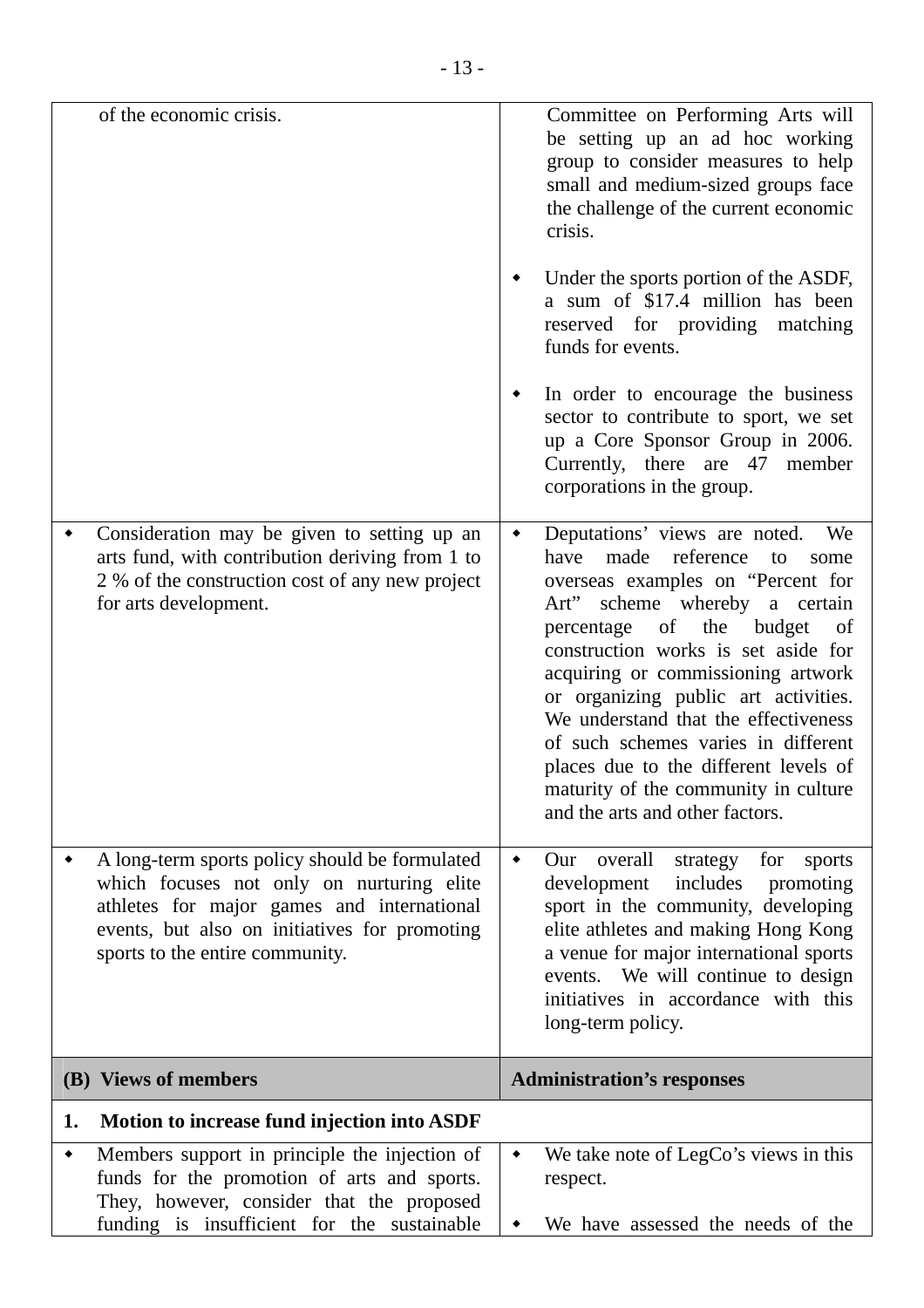| | |
|---|---|
| of the economic crisis. | Committee on Performing Arts will be setting up an ad hoc working group to consider measures to help small and medium-sized groups face the challenge of the current economic crisis.<br><br>◆ Under the sports portion of the ASDF, a sum of $17.4 million has been reserved for providing matching funds for events.<br><br>◆ In order to encourage the business sector to contribute to sport, we set up a Core Sponsor Group in 2006. Currently, there are 47 member corporations in the group. |
| ◆ Consideration may be given to setting up an arts fund, with contribution deriving from 1 to 2 % of the construction cost of any new project for arts development. | ◆ Deputations' views are noted. We have made reference to some overseas examples on "Percent for Art" scheme whereby a certain percentage of the budget of construction works is set aside for acquiring or commissioning artwork or organizing public art activities. We understand that the effectiveness of such schemes varies in different places due to the different levels of maturity of the community in culture and the arts and other factors. |
| ◆ A long-term sports policy should be formulated which focuses not only on nurturing elite athletes for major games and international events, but also on initiatives for promoting sports to the entire community. | ◆ Our overall strategy for sports development includes promoting sport in the community, developing elite athletes and making Hong Kong a venue for major international sports events. We will continue to design initiatives in accordance with this long-term policy. |
| **(B) Views of members** | **Administration's responses** |
| **1. Motion to increase fund injection into ASDF** | |
| ◆ Members support in principle the injection of funds for the promotion of arts and sports. They, however, consider that the proposed funding is insufficient for the sustainable | ◆ We take note of LegCo's views in this respect.<br><br>◆ We have assessed the needs of the |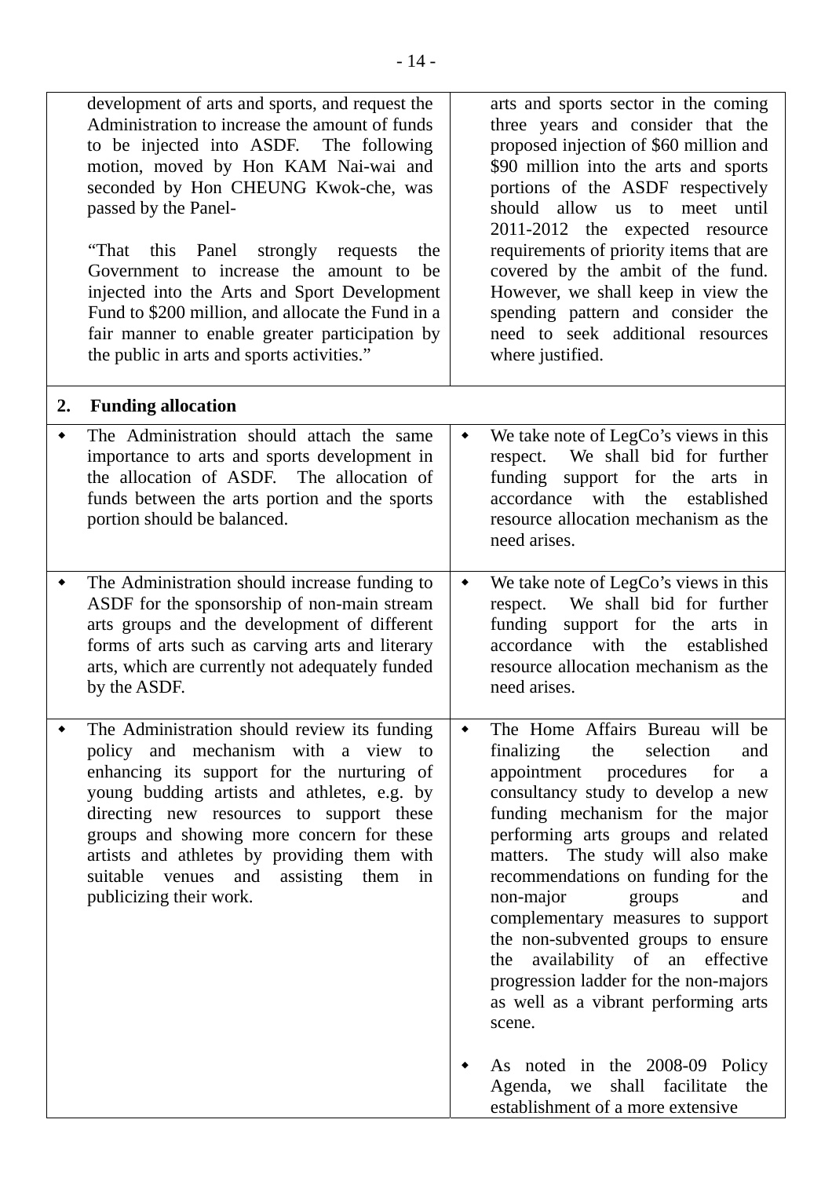| | |
|---|---|
| development of arts and sports, and request the Administration to increase the amount of funds to be injected into ASDF. The following motion, moved by Hon KAM Nai-wai and seconded by Hon CHEUNG Kwok-che, was passed by the Panel-<br><br>"That this Panel strongly requests the Government to increase the amount to be injected into the Arts and Sport Development Fund to $200 million, and allocate the Fund in a fair manner to enable greater participation by the public in arts and sports activities." | arts and sports sector in the coming three years and consider that the proposed injection of $60 million and $90 million into the arts and sports portions of the ASDF respectively should allow us to meet until 2011-2012 the expected resource requirements of priority items that are covered by the ambit of the fund. However, we shall keep in view the spending pattern and consider the need to seek additional resources where justified. |
| **2. Funding allocation** | |
| ◆ The Administration should attach the same importance to arts and sports development in the allocation of ASDF. The allocation of funds between the arts portion and the sports portion should be balanced. | ◆ We take note of LegCo's views in this respect. We shall bid for further funding support for the arts in accordance with the established resource allocation mechanism as the need arises. |
| ◆ The Administration should increase funding to ASDF for the sponsorship of non-main stream arts groups and the development of different forms of arts such as carving arts and literary arts, which are currently not adequately funded by the ASDF. | ◆ We take note of LegCo's views in this respect. We shall bid for further funding support for the arts in accordance with the established resource allocation mechanism as the need arises. |
| ◆ The Administration should review its funding policy and mechanism with a view to enhancing its support for the nurturing of young budding artists and athletes, e.g. by directing new resources to support these groups and showing more concern for these artists and athletes by providing them with suitable venues and assisting them in publicizing their work. | ◆ The Home Affairs Bureau will be finalizing the selection and appointment procedures for a consultancy study to develop a new funding mechanism for the major performing arts groups and related matters. The study will also make recommendations on funding for the non-major groups and complementary measures to support the non-subvented groups to ensure the availability of an effective progression ladder for the non-majors as well as a vibrant performing arts scene.<br><br>◆ As noted in the 2008-09 Policy Agenda, we shall facilitate the establishment of a more extensive |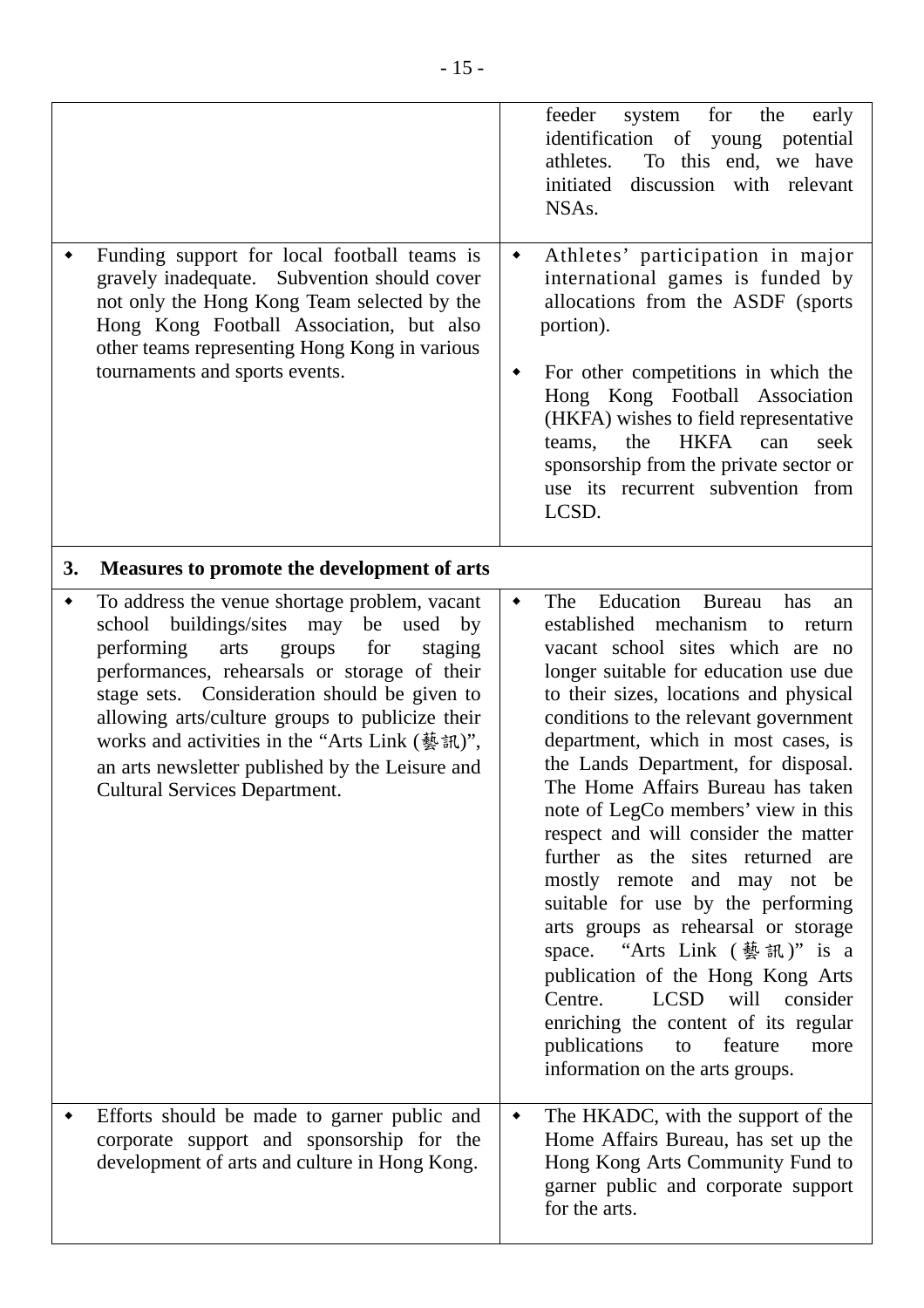| | |
|---|---|
| | feeder system for the early identification of young potential athletes. To this end, we have initiated discussion with relevant NSAs. |
| • Funding support for local football teams is gravely inadequate. Subvention should cover not only the Hong Kong Team selected by the Hong Kong Football Association, but also other teams representing Hong Kong in various tournaments and sports events. | • Athletes' participation in major international games is funded by allocations from the ASDF (sports portion).<br><br>• For other competitions in which the Hong Kong Football Association (HKFA) wishes to field representative teams, the HKFA can seek sponsorship from the private sector or use its recurrent subvention from LCSD. |
| **3. Measures to promote the development of arts** | |
| • To address the venue shortage problem, vacant school buildings/sites may be used by performing arts groups for staging performances, rehearsals or storage of their stage sets. Consideration should be given to allowing arts/culture groups to publicize their works and activities in the "Arts Link (藝訊)", an arts newsletter published by the Leisure and Cultural Services Department. | • The Education Bureau has an established mechanism to return vacant school sites which are no longer suitable for education use due to their sizes, locations and physical conditions to the relevant government department, which in most cases, is the Lands Department, for disposal. The Home Affairs Bureau has taken note of LegCo members' view in this respect and will consider the matter further as the sites returned are mostly remote and may not be suitable for use by the performing arts groups as rehearsal or storage space. "Arts Link (藝訊)" is a publication of the Hong Kong Arts Centre. LCSD will consider enriching the content of its regular publications to feature more information on the arts groups. |
| • Efforts should be made to garner public and corporate support and sponsorship for the development of arts and culture in Hong Kong. | • The HKADC, with the support of the Home Affairs Bureau, has set up the Hong Kong Arts Community Fund to garner public and corporate support for the arts. |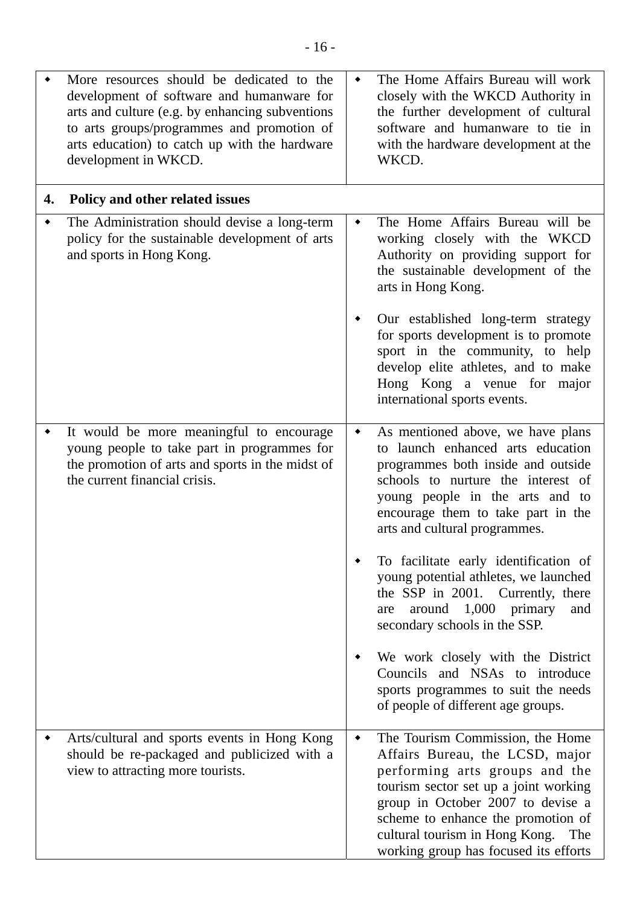| | |
|---|---|
| ◆ More resources should be dedicated to the development of software and humanware for arts and culture (e.g. by enhancing subventions to arts groups/programmes and promotion of arts education) to catch up with the hardware development in WKCD. | ◆ The Home Affairs Bureau will work closely with the WKCD Authority in the further development of cultural software and humanware to tie in with the hardware development at the WKCD. |
| **4. Policy and other related issues** | |
| ◆ The Administration should devise a long-term policy for the sustainable development of arts and sports in Hong Kong. | ◆ The Home Affairs Bureau will be working closely with the WKCD Authority on providing support for the sustainable development of the arts in Hong Kong.<br><br>◆ Our established long-term strategy for sports development is to promote sport in the community, to help develop elite athletes, and to make Hong Kong a venue for major international sports events. |
| ◆ It would be more meaningful to encourage young people to take part in programmes for the promotion of arts and sports in the midst of the current financial crisis. | ◆ As mentioned above, we have plans to launch enhanced arts education programmes both inside and outside schools to nurture the interest of young people in the arts and to encourage them to take part in the arts and cultural programmes.<br><br>◆ To facilitate early identification of young potential athletes, we launched the SSP in 2001. Currently, there are around 1,000 primary and secondary schools in the SSP.<br><br>◆ We work closely with the District Councils and NSAs to introduce sports programmes to suit the needs of people of different age groups. |
| ◆ Arts/cultural and sports events in Hong Kong should be re-packaged and publicized with a view to attracting more tourists. | ◆ The Tourism Commission, the Home Affairs Bureau, the LCSD, major performing arts groups and the tourism sector set up a joint working group in October 2007 to devise a scheme to enhance the promotion of cultural tourism in Hong Kong. The working group has focused its efforts |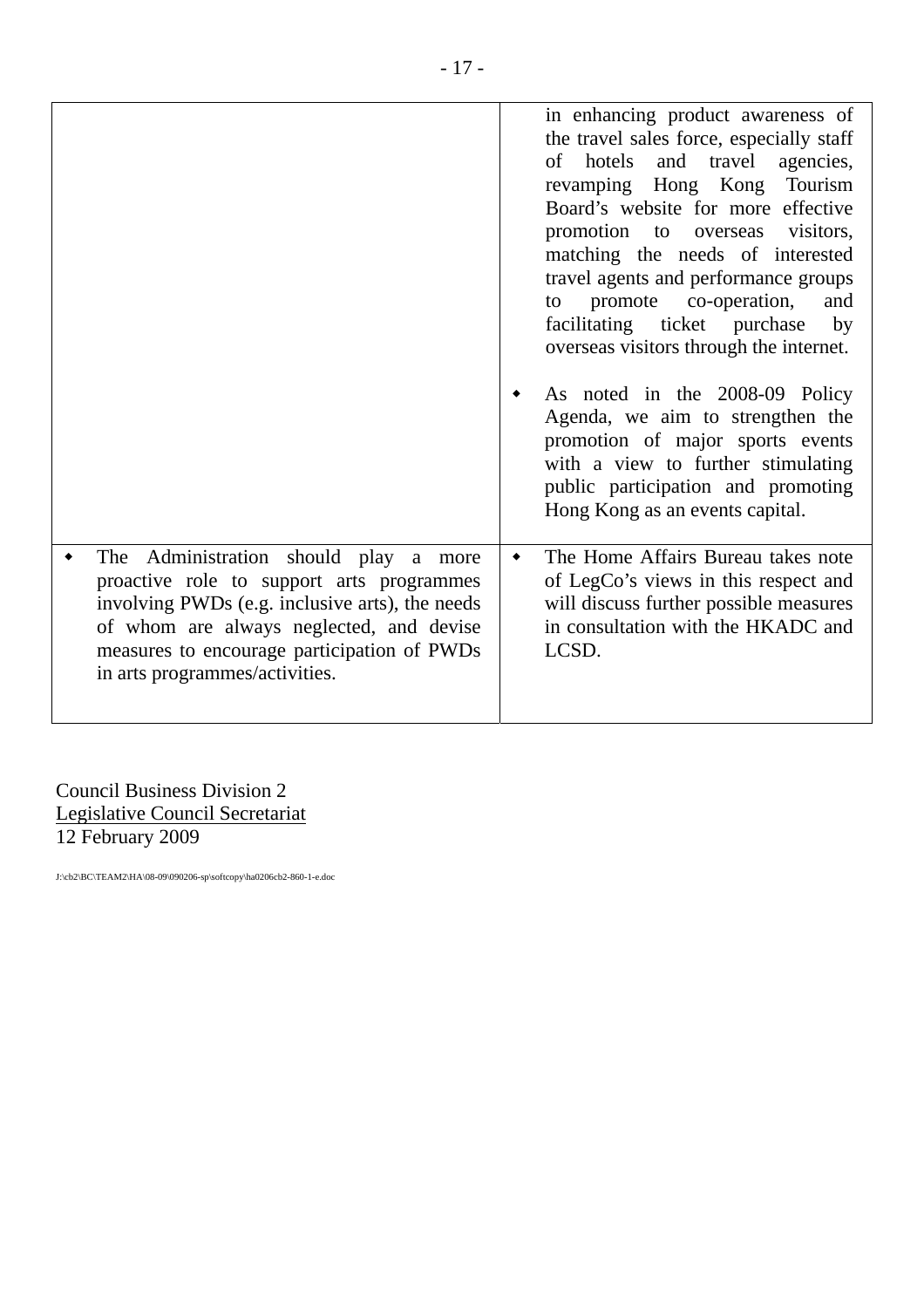| | |
|---|---|
| | in enhancing product awareness of the travel sales force, especially staff of hotels and travel agencies, revamping Hong Kong Tourism Board's website for more effective promotion to overseas visitors, matching the needs of interested travel agents and performance groups to promote co-operation, and facilitating ticket purchase by overseas visitors through the internet.<br><br>◆ As noted in the 2008-09 Policy Agenda, we aim to strengthen the promotion of major sports events with a view to further stimulating public participation and promoting Hong Kong as an events capital. |
| ◆ The Administration should play a more proactive role to support arts programmes involving PWDs (e.g. inclusive arts), the needs of whom are always neglected, and devise measures to encourage participation of PWDs in arts programmes/activities. | ◆ The Home Affairs Bureau takes note of LegCo's views in this respect and will discuss further possible measures in consultation with the HKADC and LCSD. |

Council Business Division 2
Legislative Council Secretariat
12 February 2009

J:\cb2\BC\TEAM2\HA\08-09\090206-sp\softcopy\ha0206cb2-860-1-e.doc